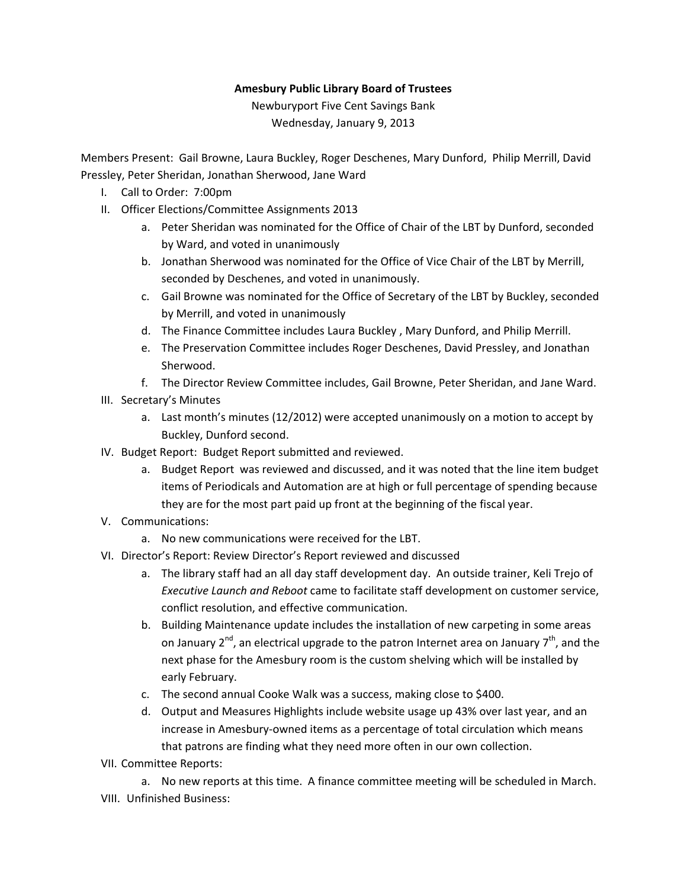**Amesbury Public Library Board of Trustees**

Newburyport Five Cent Savings Bank

Wednesday, January 9, 2013

Members Present: Gail Browne, Laura Buckley, Roger Deschenes, Mary Dunford, Philip Merrill, David Pressley, Peter Sheridan, Jonathan Sherwood, Jane Ward

I. Call to Order: 7:00pm

II. Officer Elections/Committee Assignments 2013
   a. Peter Sheridan was nominated for the Office of Chair of the LBT by Dunford, seconded by Ward, and voted in unanimously
   b. Jonathan Sherwood was nominated for the Office of Vice Chair of the LBT by Merrill, seconded by Deschenes, and voted in unanimously.
   c. Gail Browne was nominated for the Office of Secretary of the LBT by Buckley, seconded by Merrill, and voted in unanimously
   d. The Finance Committee includes Laura Buckley , Mary Dunford, and Philip Merrill.
   e. The Preservation Committee includes Roger Deschenes, David Pressley, and Jonathan Sherwood.
   f. The Director Review Committee includes, Gail Browne, Peter Sheridan, and Jane Ward.

III. Secretary's Minutes
   a. Last month's minutes (12/2012) were accepted unanimously on a motion to accept by Buckley, Dunford second.

IV. Budget Report: Budget Report submitted and reviewed.
   a. Budget Report was reviewed and discussed, and it was noted that the line item budget items of Periodicals and Automation are at high or full percentage of spending because they are for the most part paid up front at the beginning of the fiscal year.

V. Communications:
   a. No new communications were received for the LBT.

VI. Director's Report: Review Director's Report reviewed and discussed
   a. The library staff had an all day staff development day. An outside trainer, Keli Trejo of *Executive Launch and Reboot* came to facilitate staff development on customer service, conflict resolution, and effective communication.
   b. Building Maintenance update includes the installation of new carpeting in some areas on January 2nd, an electrical upgrade to the patron Internet area on January 7th, and the next phase for the Amesbury room is the custom shelving which will be installed by early February.
   c. The second annual Cooke Walk was a success, making close to $400.
   d. Output and Measures Highlights include website usage up 43% over last year, and an increase in Amesbury-owned items as a percentage of total circulation which means that patrons are finding what they need more often in our own collection.

VII. Committee Reports:
   a. No new reports at this time. A finance committee meeting will be scheduled in March.

VIII. Unfinished Business: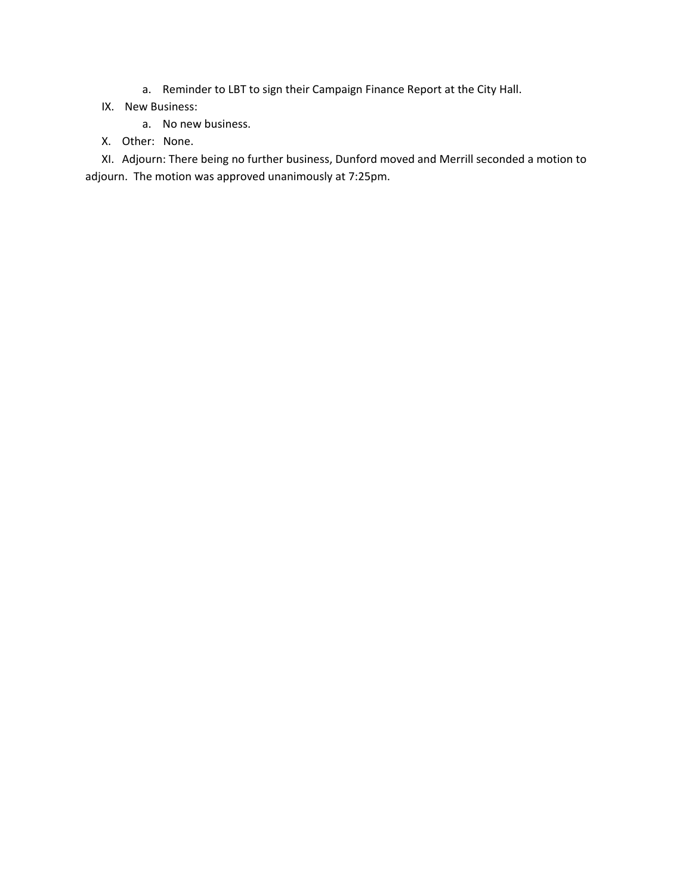a. Reminder to LBT to sign their Campaign Finance Report at the City Hall.

IX. New Business:

a. No new business.

X. Other: None.

XI. Adjourn: There being no further business, Dunford moved and Merrill seconded a motion to adjourn. The motion was approved unanimously at 7:25pm.